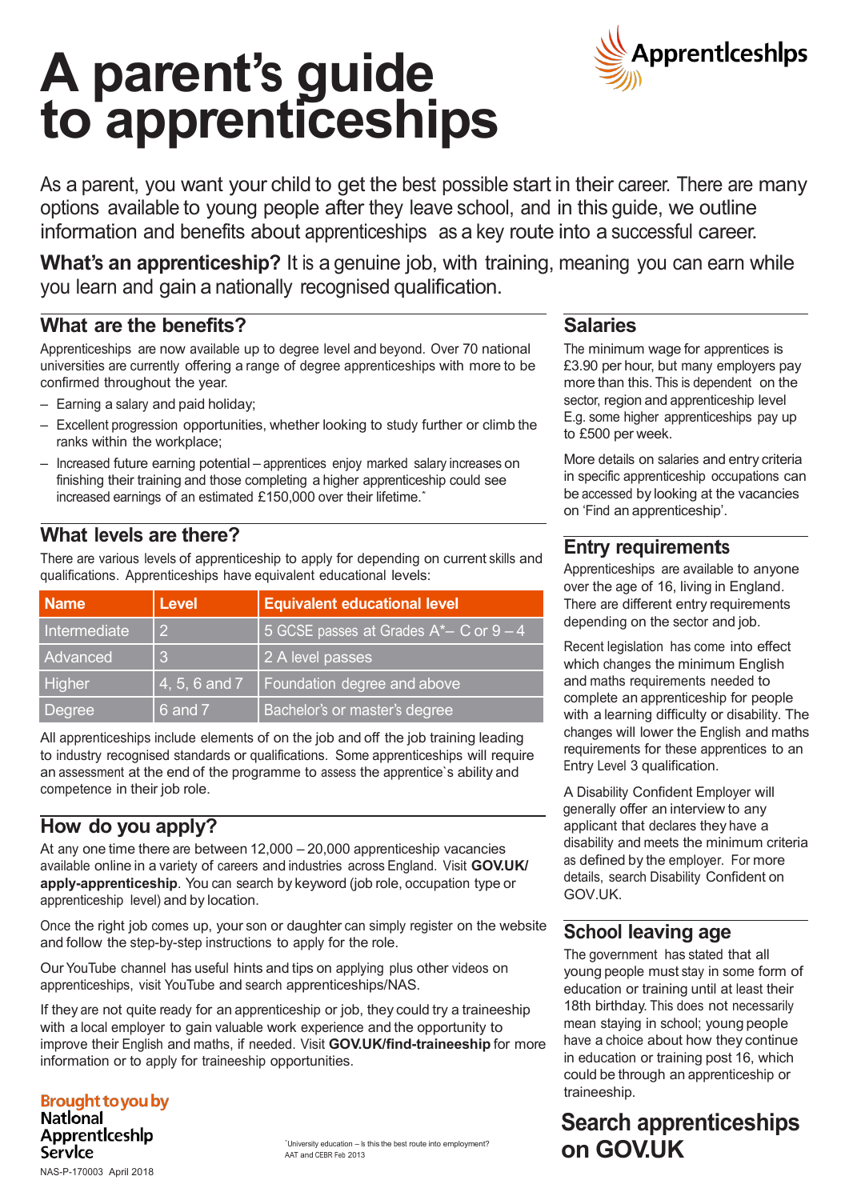# A parent's guide to apprenticeships

Apprenticeships

As a parent, you want your child to get the best possible start in their career. There are many options available to young people after they leave school, and in this guide, we outline information and benefits about apprenticeships as a key route into a successful career.

**What's an apprenticeship?** It is a genuine job, with training, meaning you can earn while you learn and gain a nationally recognised qualification.

## What are the benefits?

Apprenticeships are now available up to degree level and beyond. Over 70 national universities are currently offering a range of degree apprenticeships with more to be confirmed throughout the year.

- Earning a salary and paid holiday;
- Excellent progression opportunities, whether looking to study further or climb the ranks within the workplace;
- Increased future earning potential – apprentices enjoy marked salary increases on finishing their training and those completing a higher apprenticeship could see increased earnings of an estimated £150,000 over their lifetime.*

## What levels are there?

There are various levels of apprenticeship to apply for depending on current skills and qualifications. Apprenticeships have equivalent educational levels:

| Name | Level | Equivalent educational level |
|---|---|---|
| Intermediate | 2 | 5 GCSE passes at Grades A*– C or 9 – 4 |
| Advanced | 3 | 2 A level passes |
| Higher | 4, 5, 6 and 7 | Foundation degree and above |
| Degree | 6 and 7 | Bachelor's or master's degree |

All apprenticeships include elements of on the job and off the job training leading to industry recognised standards or qualifications. Some apprenticeships will require an assessment at the end of the programme to assess the apprentice`s ability and competence in their job role.

## How do you apply?

At any one time there are between 12,000 – 20,000 apprenticeship vacancies available online in a variety of careers and industries across England. Visit **GOV.UK/apply-apprenticeship**. You can search by keyword (job role, occupation type or apprenticeship level) and by location.

Once the right job comes up, your son or daughter can simply register on the website and follow the step-by-step instructions to apply for the role.

Our YouTube channel has useful hints and tips on applying plus other videos on apprenticeships, visit YouTube and search apprenticeships/NAS.

If they are not quite ready for an apprenticeship or job, they could try a traineeship with a local employer to gain valuable work experience and the opportunity to improve their English and maths, if needed. Visit **GOV.UK/find-traineeship** for more information or to apply for traineeship opportunities.

## Salaries

The minimum wage for apprentices is £3.90 per hour, but many employers pay more than this. This is dependent on the sector, region and apprenticeship level E.g. some higher apprenticeships pay up to £500 per week.

More details on salaries and entry criteria in specific apprenticeship occupations can be accessed by looking at the vacancies on 'Find an apprenticeship'.

## Entry requirements

Apprenticeships are available to anyone over the age of 16, living in England. There are different entry requirements depending on the sector and job.

Recent legislation has come into effect which changes the minimum English and maths requirements needed to complete an apprenticeship for people with a learning difficulty or disability. The changes will lower the English and maths requirements for these apprentices to an Entry Level 3 qualification.

A Disability Confident Employer will generally offer an interview to any applicant that declares they have a disability and meets the minimum criteria as defined by the employer. For more details, search Disability Confident on GOV.UK.

## School leaving age

The government has stated that all young people must stay in some form of education or training until at least their 18th birthday. This does not necessarily mean staying in school; young people have a choice about how they continue in education or training post 16, which could be through an apprenticeship or traineeship.

## Search apprenticeships on GOV.UK

Brought to you by
National Apprenticeship Service

*University education – is this the best route into employment? AAT and CEBR Feb 2013

NAS-P-170003 April 2018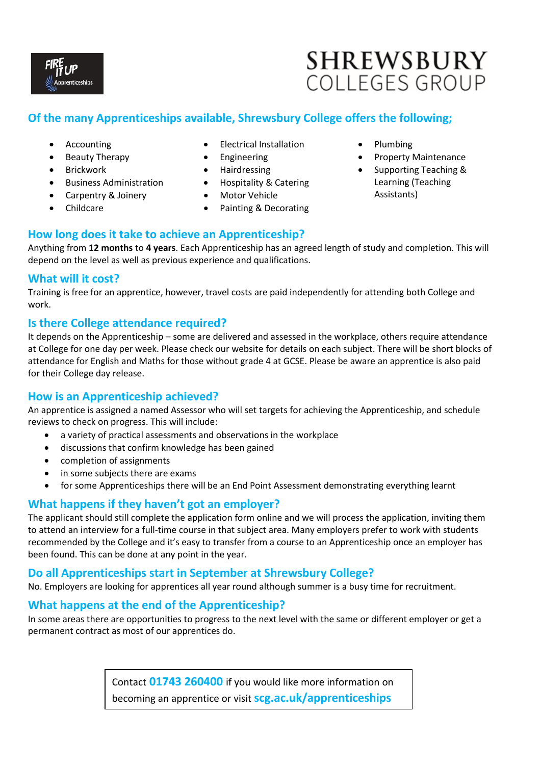SHREWSBURY
COLLEGES GROUP

## Of the many Apprenticeships available, Shrewsbury College offers the following;

- Accounting
- Beauty Therapy
- Brickwork
- Business Administration
- Carpentry & Joinery
- Childcare
- Electrical Installation
- Engineering
- Hairdressing
- Hospitality & Catering
- Motor Vehicle
- Painting & Decorating
- Plumbing
- Property Maintenance
- Supporting Teaching & Learning (Teaching Assistants)

## How long does it take to achieve an Apprenticeship?

Anything from **12 months** to **4 years**. Each Apprenticeship has an agreed length of study and completion. This will depend on the level as well as previous experience and qualifications.

## What will it cost?

Training is free for an apprentice, however, travel costs are paid independently for attending both College and work.

## Is there College attendance required?

It depends on the Apprenticeship – some are delivered and assessed in the workplace, others require attendance at College for one day per week. Please check our website for details on each subject. There will be short blocks of attendance for English and Maths for those without grade 4 at GCSE. Please be aware an apprentice is also paid for their College day release.

## How is an Apprenticeship achieved?

An apprentice is assigned a named Assessor who will set targets for achieving the Apprenticeship, and schedule reviews to check on progress. This will include:

- a variety of practical assessments and observations in the workplace
- discussions that confirm knowledge has been gained
- completion of assignments
- in some subjects there are exams
- for some Apprenticeships there will be an End Point Assessment demonstrating everything learnt

## What happens if they haven't got an employer?

The applicant should still complete the application form online and we will process the application, inviting them to attend an interview for a full-time course in that subject area. Many employers prefer to work with students recommended by the College and it's easy to transfer from a course to an Apprenticeship once an employer has been found. This can be done at any point in the year.

## Do all Apprenticeships start in September at Shrewsbury College?

No. Employers are looking for apprentices all year round although summer is a busy time for recruitment.

## What happens at the end of the Apprenticeship?

In some areas there are opportunities to progress to the next level with the same or different employer or get a permanent contract as most of our apprentices do.

Contact **01743 260400** if you would like more information on becoming an apprentice or visit **scg.ac.uk/apprenticeships**